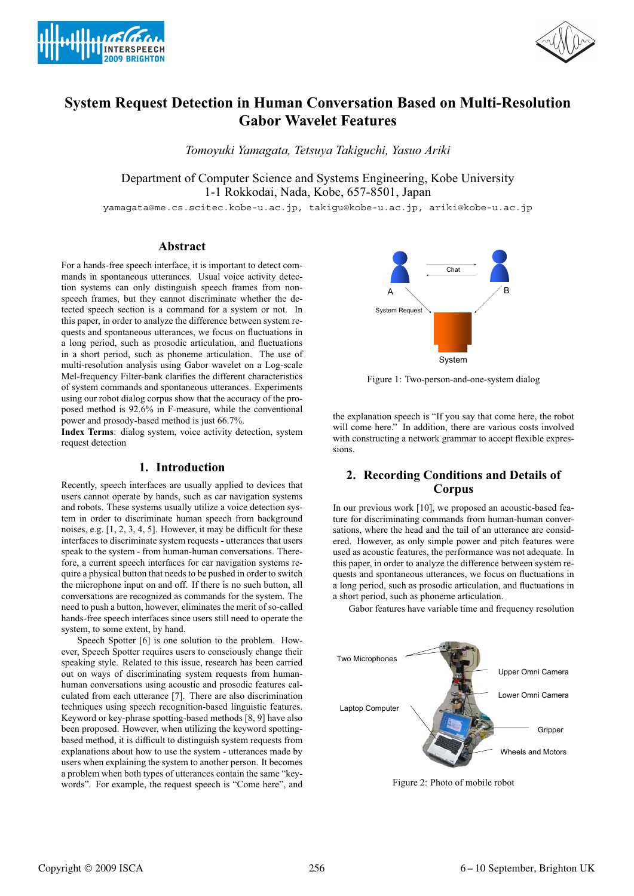# System Request Detection in Human Conversation Based on Multi-Resolution Gabor Wavelet Features

*Tomoyuki Yamagata, Tetsuya Takiguchi, Yasuo Ariki*

Department of Computer Science and Systems Engineering, Kobe University
1-1 Rokkodai, Nada, Kobe, 657-8501, Japan

yamagata@me.cs.scitec.kobe-u.ac.jp, takigu@kobe-u.ac.jp, ariki@kobe-u.ac.jp

## Abstract

For a hands-free speech interface, it is important to detect commands in spontaneous utterances. Usual voice activity detection systems can only distinguish speech frames from non-speech frames, but they cannot discriminate whether the detected speech section is a command for a system or not. In this paper, in order to analyze the difference between system requests and spontaneous utterances, we focus on fluctuations in a long period, such as prosodic articulation, and fluctuations in a short period, such as phoneme articulation. The use of multi-resolution analysis using Gabor wavelet on a Log-scale Mel-frequency Filter-bank clarifies the different characteristics of system commands and spontaneous utterances. Experiments using our robot dialog corpus show that the accuracy of the proposed method is 92.6% in F-measure, while the conventional power and prosody-based method is just 66.7%.

**Index Terms**: dialog system, voice activity detection, system request detection

## 1. Introduction

Recently, speech interfaces are usually applied to devices that users cannot operate by hands, such as car navigation systems and robots. These systems usually utilize a voice detection system in order to discriminate human speech from background noises, e.g. [1, 2, 3, 4, 5]. However, it may be difficult for these interfaces to discriminate system requests - utterances that users speak to the system - from human-human conversations. Therefore, a current speech interfaces for car navigation systems require a physical button that needs to be pushed in order to switch the microphone input on and off. If there is no such button, all conversations are recognized as commands for the system. The need to push a button, however, eliminates the merit of so-called hands-free speech interfaces since users still need to operate the system, to some extent, by hand.

Speech Spotter [6] is one solution to the problem. However, Speech Spotter requires users to consciously change their speaking style. Related to this issue, research has been carried out on ways of discriminating system requests from human-human conversations using acoustic and prosodic features calculated from each utterance [7]. There are also discrimination techniques using speech recognition-based linguistic features. Keyword or key-phrase spotting-based methods [8, 9] have also been proposed. However, when utilizing the keyword spotting-based method, it is difficult to distinguish system requests from explanations about how to use the system - utterances made by users when explaining the system to another person. It becomes a problem when both types of utterances contain the same "keywords". For example, the request speech is "Come here", and the explanation speech is "If you say that come here, the robot will come here." In addition, there are various costs involved with constructing a network grammar to accept flexible expressions.

Figure 1: Two-person-and-one-system dialog

## 2. Recording Conditions and Details of Corpus

In our previous work [10], we proposed an acoustic-based feature for discriminating commands from human-human conversations, where the head and the tail of an utterance are considered. However, as only simple power and pitch features were used as acoustic features, the performance was not adequate. In this paper, in order to analyze the difference between system requests and spontaneous utterances, we focus on fluctuations in a long period, such as prosodic articulation, and fluctuations in a short period, such as phoneme articulation.

Gabor features have variable time and frequency resolution

Figure 2: Photo of mobile robot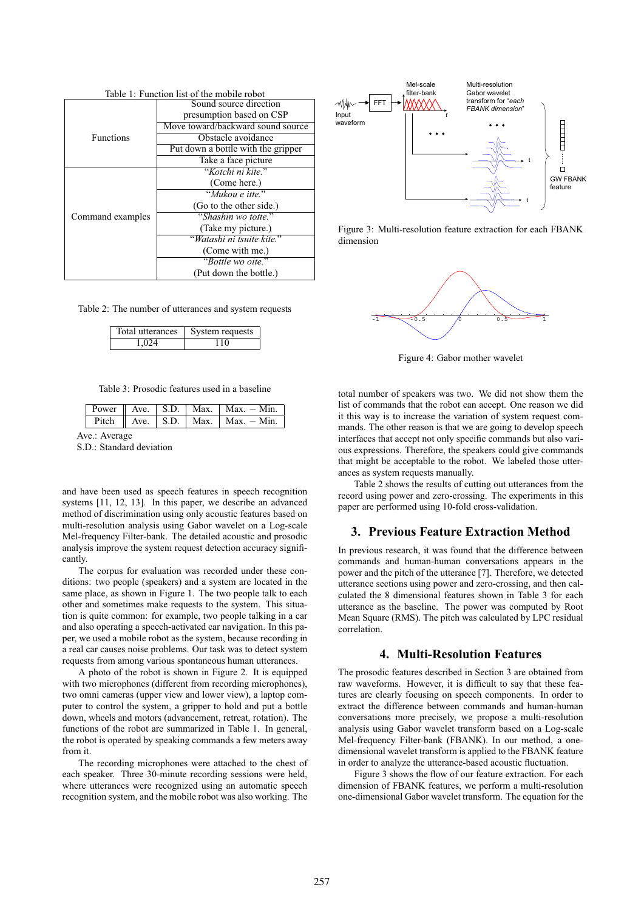Table 1: Function list of the mobile robot

| | |
|---|---|
| Functions | Sound source direction presumption based on CSP |
| | Move toward/backward sound source |
| | Obstacle avoidance |
| | Put down a bottle with the gripper |
| | Take a face picture |
| Command examples | "*Kotchi ni kite.*" (Come here.) |
| | "*Mukou e itte.*" (Go to the other side.) |
| | "*Shashin wo totte.*" (Take my picture.) |
| | "*Watashi ni tsuite kite.*" (Come with me.) |
| | "*Bottle wo oite.*" (Put down the bottle.) |

Table 2: The number of utterances and system requests

| Total utterances | System requests |
|---|---|
| 1,024 | 110 |

Table 3: Prosodic features used in a baseline

| | | | | |
|---|---|---|---|---|
| Power | Ave. | S.D. | Max. | Max. − Min. |
| Pitch | Ave. | S.D. | Max. | Max. − Min. |

Ave.: Average
S.D.: Standard deviation

and have been used as speech features in speech recognition systems [11, 12, 13]. In this paper, we describe an advanced method of discrimination using only acoustic features based on multi-resolution analysis using Gabor wavelet on a Log-scale Mel-frequency Filter-bank. The detailed acoustic and prosodic analysis improve the system request detection accuracy significantly.

The corpus for evaluation was recorded under these conditions: two people (speakers) and a system are located in the same place, as shown in Figure 1. The two people talk to each other and sometimes make requests to the system. This situation is quite common: for example, two people talking in a car and also operating a speech-activated car navigation. In this paper, we used a mobile robot as the system, because recording in a real car causes noise problems. Our task was to detect system requests from among various spontaneous human utterances.

A photo of the robot is shown in Figure 2. It is equipped with two microphones (different from recording microphones), two omni cameras (upper view and lower view), a laptop computer to control the system, a gripper to hold and put a bottle down, wheels and motors (advancement, retreat, rotation). The functions of the robot are summarized in Table 1. In general, the robot is operated by speaking commands a few meters away from it.

The recording microphones were attached to the chest of each speaker. Three 30-minute recording sessions were held, where utterances were recognized using an automatic speech recognition system, and the mobile robot was also working. The total number of speakers was two. We did not show them the list of commands that the robot can accept. One reason we did it this way is to increase the variation of system request commands. The other reason is that we are going to develop speech interfaces that accept not only specific commands but also various expressions. Therefore, the speakers could give commands that might be acceptable to the robot. We labeled those utterances as system requests manually.

Figure 3: Multi-resolution feature extraction for each FBANK dimension

Figure 4: Gabor mother wavelet

Table 2 shows the results of cutting out utterances from the record using power and zero-crossing. The experiments in this paper are performed using 10-fold cross-validation.

## 3. Previous Feature Extraction Method

In previous research, it was found that the difference between commands and human-human conversations appears in the power and the pitch of the utterance [7]. Therefore, we detected utterance sections using power and zero-crossing, and then calculated the 8 dimensional features shown in Table 3 for each utterance as the baseline. The power was computed by Root Mean Square (RMS). The pitch was calculated by LPC residual correlation.

## 4. Multi-Resolution Features

The prosodic features described in Section 3 are obtained from raw waveforms. However, it is difficult to say that these features are clearly focusing on speech components. In order to extract the difference between commands and human-human conversations more precisely, we propose a multi-resolution analysis using Gabor wavelet transform based on a Log-scale Mel-frequency Filter-bank (FBANK). In our method, a one-dimensional wavelet transform is applied to the FBANK feature in order to analyze the utterance-based acoustic fluctuation.

Figure 3 shows the flow of our feature extraction. For each dimension of FBANK features, we perform a multi-resolution one-dimensional Gabor wavelet transform. The equation for the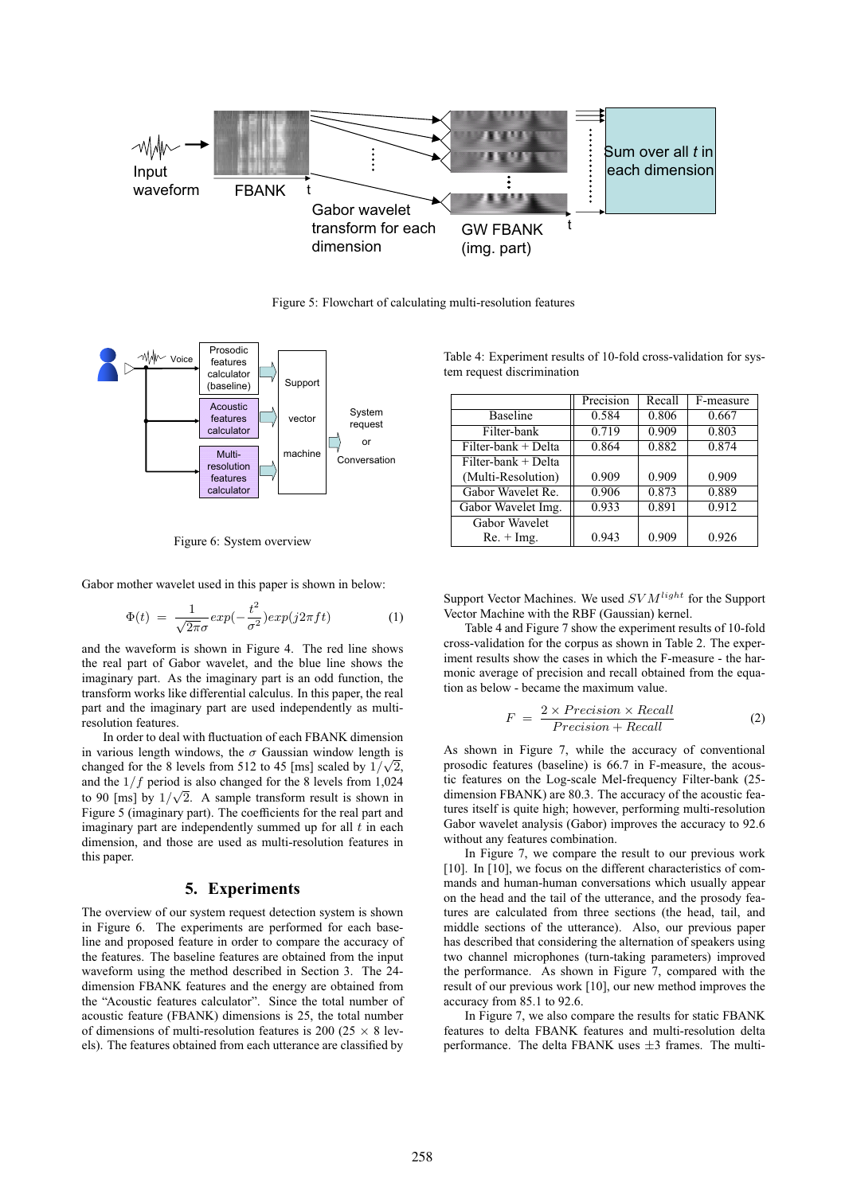Figure 5: Flowchart of calculating multi-resolution features

Figure 6: System overview

Gabor mother wavelet used in this paper is shown in below:

$$\Phi(t) = \frac{1}{\sqrt{2\pi}\sigma} exp(-\frac{t^2}{\sigma^2}) exp(j2\pi f t) \quad (1)$$

and the waveform is shown in Figure 4. The red line shows the real part of Gabor wavelet, and the blue line shows the imaginary part. As the imaginary part is an odd function, the transform works like differential calculus. In this paper, the real part and the imaginary part are used independently as multi-resolution features.

In order to deal with fluctuation of each FBANK dimension in various length windows, the $\sigma$ Gaussian window length is changed for the 8 levels from 512 to 45 [ms] scaled by $1/\sqrt{2}$, and the $1/f$ period is also changed for the 8 levels from 1,024 to 90 [ms] by $1/\sqrt{2}$. A sample transform result is shown in Figure 5 (imaginary part). The coefficients for the real part and imaginary part are independently summed up for all $t$ in each dimension, and those are used as multi-resolution features in this paper.

## 5. Experiments

The overview of our system request detection system is shown in Figure 6. The experiments are performed for each baseline and proposed feature in order to compare the accuracy of the features. The baseline features are obtained from the input waveform using the method described in Section 3. The 24-dimension FBANK features and the energy are obtained from the "Acoustic features calculator". Since the total number of acoustic feature (FBANK) dimensions is 25, the total number of dimensions of multi-resolution features is 200 (25 × 8 levels). The features obtained from each utterance are classified by Support Vector Machines. We used $SVM^{light}$ for the Support Vector Machine with the RBF (Gaussian) kernel.

Table 4: Experiment results of 10-fold cross-validation for system request discrimination

| | Precision | Recall | F-measure |
|---|---|---|---|
| Baseline | 0.584 | 0.806 | 0.667 |
| Filter-bank | 0.719 | 0.909 | 0.803 |
| Filter-bank + Delta | 0.864 | 0.882 | 0.874 |
| Filter-bank + Delta (Multi-Resolution) | 0.909 | 0.909 | 0.909 |
| Gabor Wavelet Re. | 0.906 | 0.873 | 0.889 |
| Gabor Wavelet Img. | 0.933 | 0.891 | 0.912 |
| Gabor Wavelet Re. + Img. | 0.943 | 0.909 | 0.926 |

Table 4 and Figure 7 show the experiment results of 10-fold cross-validation for the corpus as shown in Table 2. The experiment results show the cases in which the F-measure - the harmonic average of precision and recall obtained from the equation as below - became the maximum value.

$$F = \frac{2 \times Precision \times Recall}{Precision + Recall} \quad (2)$$

As shown in Figure 7, while the accuracy of conventional prosodic features (baseline) is 66.7 in F-measure, the acoustic features on the Log-scale Mel-frequency Filter-bank (25-dimension FBANK) are 80.3. The accuracy of the acoustic features itself is quite high; however, performing multi-resolution Gabor wavelet analysis (Gabor) improves the accuracy to 92.6 without any features combination.

In Figure 7, we compare the result to our previous work [10]. In [10], we focus on the different characteristics of commands and human-human conversations which usually appear on the head and the tail of the utterance, and the prosody features are calculated from three sections (the head, tail, and middle sections of the utterance). Also, our previous paper has described that considering the alternation of speakers using two channel microphones (turn-taking parameters) improved the performance. As shown in Figure 7, compared with the result of our previous work [10], our new method improves the accuracy from 85.1 to 92.6.

In Figure 7, we also compare the results for static FBANK features to delta FBANK features and multi-resolution delta performance. The delta FBANK uses ±3 frames. The multi-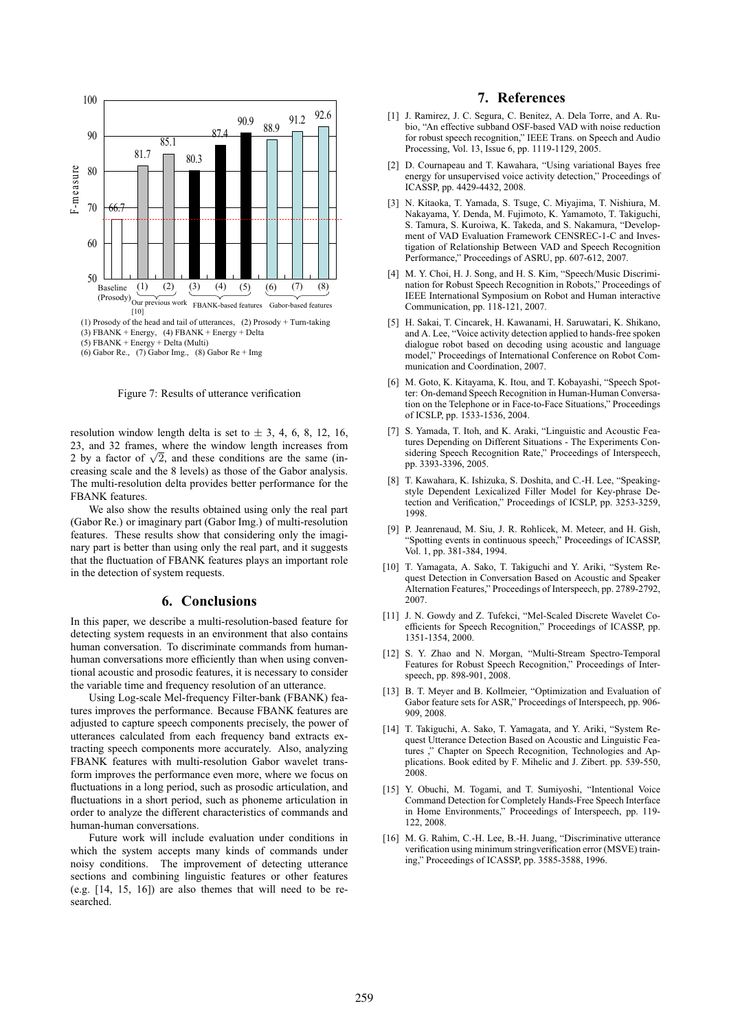100

90

80

70

60

50

F-measure

66.7

81.7

85.1

80.3

87.4

90.9

88.9

91.2

92.6

Baseline (Prosody)

(1) (2)

Our previous work [10]

(3) (4) (5)

FBANK-based features

(6) (7) (8)

Gabor-based features

(1) Prosody of the head and tail of utterances, (2) Prosody + Turn-taking
(3) FBANK + Energy, (4) FBANK + Energy + Delta
(5) FBANK + Energy + Delta (Multi)
(6) Gabor Re., (7) Gabor Img., (8) Gabor Re + Img

Figure 7: Results of utterance verification

resolution window length delta is set to $\pm$ 3, 4, 6, 8, 12, 16, 23, and 32 frames, where the window length increases from 2 by a factor of $\sqrt{2}$, and these conditions are the same (increasing scale and the 8 levels) as those of the Gabor analysis. The multi-resolution delta provides better performance for the FBANK features.

We also show the results obtained using only the real part (Gabor Re.) or imaginary part (Gabor Img.) of multi-resolution features. These results show that considering only the imaginary part is better than using only the real part, and it suggests that the fluctuation of FBANK features plays an important role in the detection of system requests.

## 6. Conclusions

In this paper, we describe a multi-resolution-based feature for detecting system requests in an environment that also contains human conversation. To discriminate commands from human-human conversations more efficiently than when using conventional acoustic and prosodic features, it is necessary to consider the variable time and frequency resolution of an utterance.

Using Log-scale Mel-frequency Filter-bank (FBANK) features improves the performance. Because FBANK features are adjusted to capture speech components precisely, the power of utterances calculated from each frequency band extracts extracting speech components more accurately. Also, analyzing FBANK features with multi-resolution Gabor wavelet transform improves the performance even more, where we focus on fluctuations in a long period, such as prosodic articulation, and fluctuations in a short period, such as phoneme articulation in order to analyze the different characteristics of commands and human-human conversations.

Future work will include evaluation under conditions in which the system accepts many kinds of commands under noisy conditions. The improvement of detecting utterance sections and combining linguistic features or other features (e.g. [14, 15, 16]) are also themes that will need to be researched.

## 7. References

[1] J. Ramirez, J. C. Segura, C. Benitez, A. Dela Torre, and A. Rubio, "An effective subband OSF-based VAD with noise reduction for robust speech recognition," IEEE Trans. on Speech and Audio Processing, Vol. 13, Issue 6, pp. 1119-1129, 2005.

[2] D. Cournapeau and T. Kawahara, "Using variational Bayes free energy for unsupervised voice activity detection," Proceedings of ICASSP, pp. 4429-4432, 2008.

[3] N. Kitaoka, T. Yamada, S. Tsuge, C. Miyajima, T. Nishiura, M. Nakayama, Y. Denda, M. Fujimoto, K. Yamamoto, T. Takiguchi, S. Tamura, S. Kuroiwa, K. Takeda, and S. Nakamura, "Development of VAD Evaluation Framework CENSREC-1-C and Investigation of Relationship Between VAD and Speech Recognition Performance," Proceedings of ASRU, pp. 607-612, 2007.

[4] M. Y. Choi, H. J. Song, and H. S. Kim, "Speech/Music Discrimination for Robust Speech Recognition in Robots," Proceedings of IEEE International Symposium on Robot and Human interactive Communication, pp. 118-121, 2007.

[5] H. Sakai, T. Cincarek, H. Kawanami, H. Saruwatari, K. Shikano, and A. Lee, "Voice activity detection applied to hands-free spoken dialogue robot based on decoding using acoustic and language model," Proceedings of International Conference on Robot Communication and Coordination, 2007.

[6] M. Goto, K. Kitayama, K. Itou, and T. Kobayashi, "Speech Spotter: On-demand Speech Recognition in Human-Human Conversation on the Telephone or in Face-to-Face Situations," Proceedings of ICSLP, pp. 1533-1536, 2004.

[7] S. Yamada, T. Itoh, and K. Araki, "Linguistic and Acoustic Features Depending on Different Situations - The Experiments Considering Speech Recognition Rate," Proceedings of Interspeech, pp. 3393-3396, 2005.

[8] T. Kawahara, K. Ishizuka, S. Doshita, and C.-H. Lee, "Speaking-style Dependent Lexicalized Filler Model for Key-phrase Detection and Verification," Proceedings of ICSLP, pp. 3253-3259, 1998.

[9] P. Jeanrenaud, M. Siu, J. R. Rohlicek, M. Meteer, and H. Gish, "Spotting events in continuous speech," Proceedings of ICASSP, Vol. 1, pp. 381-384, 1994.

[10] T. Yamagata, A. Sako, T. Takiguchi and Y. Ariki, "System Request Detection in Conversation Based on Acoustic and Speaker Alternation Features," Proceedings of Interspeech, pp. 2789-2792, 2007.

[11] J. N. Gowdy and Z. Tufekci, "Mel-Scaled Discrete Wavelet Coefficients for Speech Recognition," Proceedings of ICASSP, pp. 1351-1354, 2000.

[12] S. Y. Zhao and N. Morgan, "Multi-Stream Spectro-Temporal Features for Robust Speech Recognition," Proceedings of Interspeech, pp. 898-901, 2008.

[13] B. T. Meyer and B. Kollmeier, "Optimization and Evaluation of Gabor feature sets for ASR," Proceedings of Interspeech, pp. 906-909, 2008.

[14] T. Takiguchi, A. Sako, T. Yamagata, and Y. Ariki, "System Request Utterance Detection Based on Acoustic and Linguistic Features ," Chapter on Speech Recognition, Technologies and Applications. Book edited by F. Mihelic and J. Zibert. pp. 539-550, 2008.

[15] Y. Obuchi, M. Togami, and T. Sumiyoshi, "Intentional Voice Command Detection for Completely Hands-Free Speech Interface in Home Environments," Proceedings of Interspeech, pp. 119-122, 2008.

[16] M. G. Rahim, C.-H. Lee, B.-H. Juang, "Discriminative utterance verification using minimum stringverification error (MSVE) training," Proceedings of ICASSP, pp. 3585-3588, 1996.